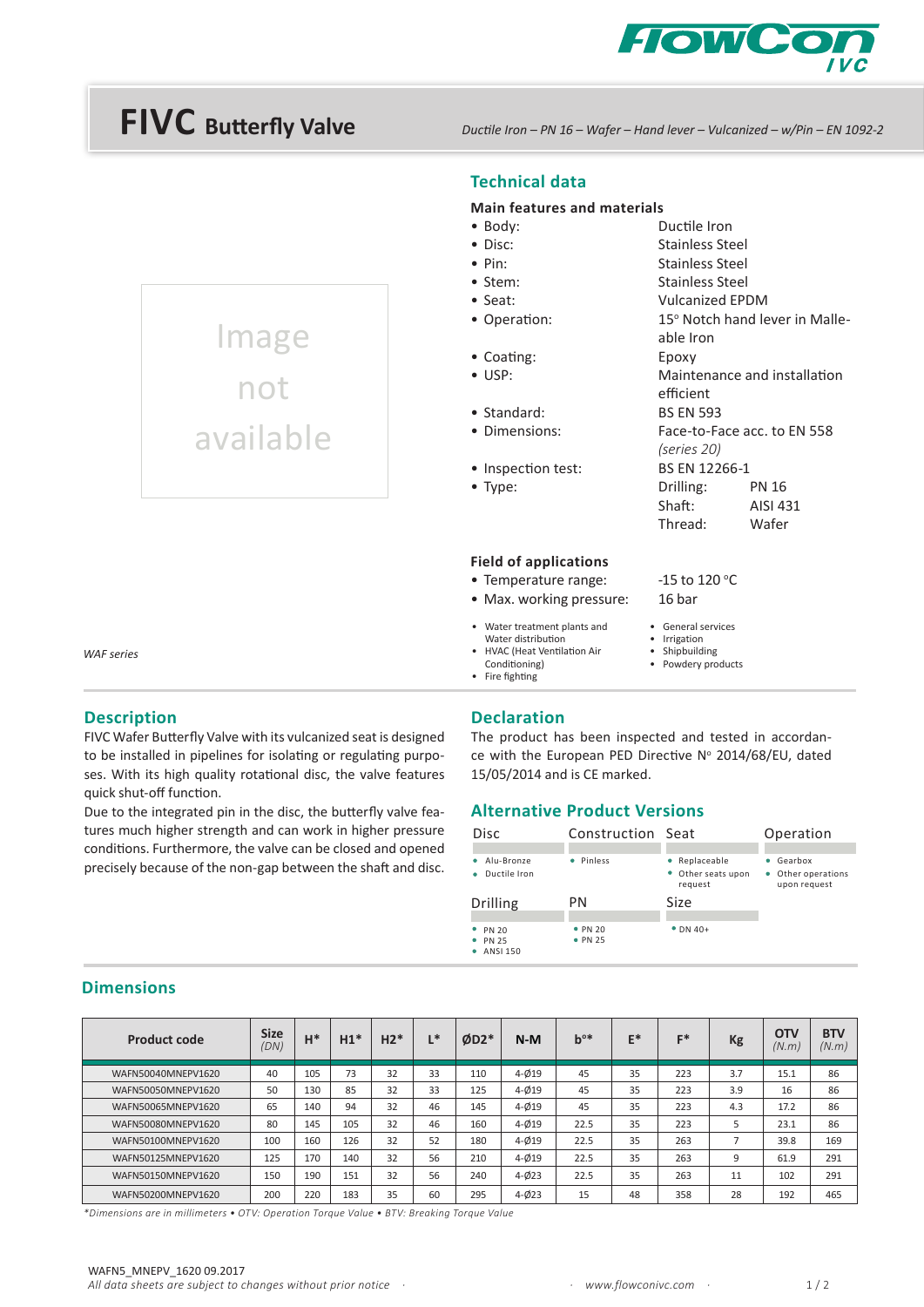# FIVC Butterfly Valve

*Ductile Iron – PN 16 – Wafer – Hand lever – Vulcanized – w/Pin – EN 1092-2*

Image not available

*WAF series*

## Technical data

### Main features and materials

- Body: Ductile Iron
- Disc: Stainless Steel
- Pin: Stainless Steel
- Stem: Stainless Steel
- Seat: Vulcanized EPDM
- Operation: 15° Notch hand lever in Malleable Iron
- Coating: Epoxy
- USP: Maintenance and installation efficient
- Standard: BS EN 593
- Dimensions: Face-to-Face acc. to EN 558 *(series 20)*
- Inspection test: BS EN 12266-1
- Type: Drilling: PN 16; Shaft: AISI 431; Thread: Wafer

### Field of applications

- Temperature range: -15 to 120 °C
- Max. working pressure: 16 bar

- Water treatment plants and Water distribution
- HVAC (Heat Ventilation Air Conditioning)
- Fire fighting
- General services
- Irrigation
- Shipbuilding
- Powdery products

## Description

FIVC Wafer Butterfly Valve with its vulcanized seat is designed to be installed in pipelines for isolating or regulating purposes. With its high quality rotational disc, the valve features quick shut-off function.

Due to the integrated pin in the disc, the butterfly valve features much higher strength and can work in higher pressure conditions. Furthermore, the valve can be closed and opened precisely because of the non-gap between the shaft and disc.

## Declaration

The product has been inspected and tested in accordance with the European PED Directive N° 2014/68/EU, dated 15/05/2014 and is CE marked.

## Alternative Product Versions

| Disc | Construction | Seat | Operation |
|---|---|---|---|
| • Alu-Bronze<br>• Ductile Iron | • Pinless | • Replaceable<br>• Other seats upon request | • Gearbox<br>• Other operations upon request |

| Drilling | PN | Size |
|---|---|---|
| • PN 20<br>• PN 25<br>• ANSI 150 | • PN 20<br>• PN 25 | • DN 40+ |

## Dimensions

| Product code | Size *(DN)* | H* | H1* | H2* | L* | ØD2* | N-M | b°* | E* | F* | Kg | OTV *(N.m)* | BTV *(N.m)* |
|---|---|---|---|---|---|---|---|---|---|---|---|---|---|
| WAFN50040MNEPV1620 | 40 | 105 | 73 | 32 | 33 | 110 | 4-Ø19 | 45 | 35 | 223 | 3.7 | 15.1 | 86 |
| WAFN50050MNEPV1620 | 50 | 130 | 85 | 32 | 33 | 125 | 4-Ø19 | 45 | 35 | 223 | 3.9 | 16 | 86 |
| WAFN50065MNEPV1620 | 65 | 140 | 94 | 32 | 46 | 145 | 4-Ø19 | 45 | 35 | 223 | 4.3 | 17.2 | 86 |
| WAFN50080MNEPV1620 | 80 | 145 | 105 | 32 | 46 | 160 | 4-Ø19 | 22.5 | 35 | 223 | 5 | 23.1 | 86 |
| WAFN50100MNEPV1620 | 100 | 160 | 126 | 32 | 52 | 180 | 4-Ø19 | 22.5 | 35 | 263 | 7 | 39.8 | 169 |
| WAFN50125MNEPV1620 | 125 | 170 | 140 | 32 | 56 | 210 | 4-Ø19 | 22.5 | 35 | 263 | 9 | 61.9 | 291 |
| WAFN50150MNEPV1620 | 150 | 190 | 151 | 32 | 56 | 240 | 4-Ø23 | 22.5 | 35 | 263 | 11 | 102 | 291 |
| WAFN50200MNEPV1620 | 200 | 220 | 183 | 35 | 60 | 295 | 4-Ø23 | 15 | 48 | 358 | 28 | 192 | 465 |

*\*Dimensions are in millimeters • OTV: Operation Torque Value • BTV: Breaking Torque Value*

WAFN5_MNEPV_1620 09.2017
*All data sheets are subject to changes without prior notice · www.flowconivc.com*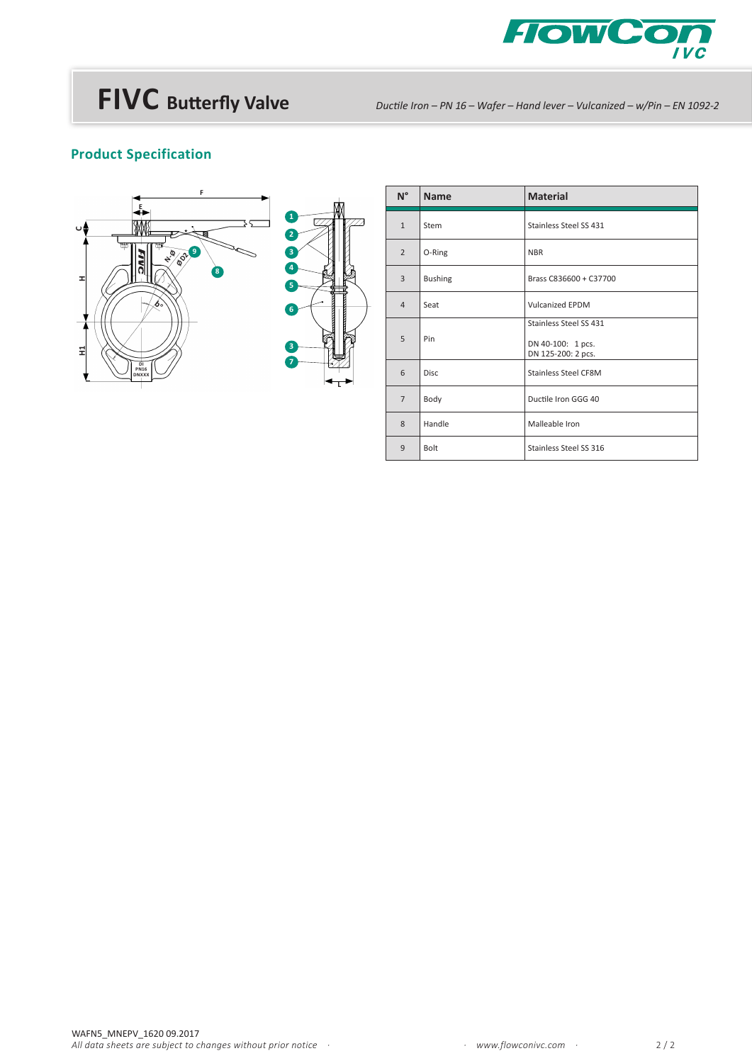# FIVC Butterfly Valve

*Ductile Iron – PN 16 – Wafer – Hand lever – Vulcanized – w/Pin – EN 1092-2*

## Product Specification

| N° | Name | Material |
|---|---|---|
| 1 | Stem | Stainless Steel SS 431 |
| 2 | O-Ring | NBR |
| 3 | Bushing | Brass C836600 + C37700 |
| 4 | Seat | Vulcanized EPDM |
| 5 | Pin | Stainless Steel SS 431<br>DN 40-100: 1 pcs.<br>DN 125-200: 2 pcs. |
| 6 | Disc | Stainless Steel CF8M |
| 7 | Body | Ductile Iron GGG 40 |
| 8 | Handle | Malleable Iron |
| 9 | Bolt | Stainless Steel SS 316 |

WAFN5_MNEPV_1620 09.2017

*All data sheets are subject to changes without prior notice* · *www.flowconivc.com*